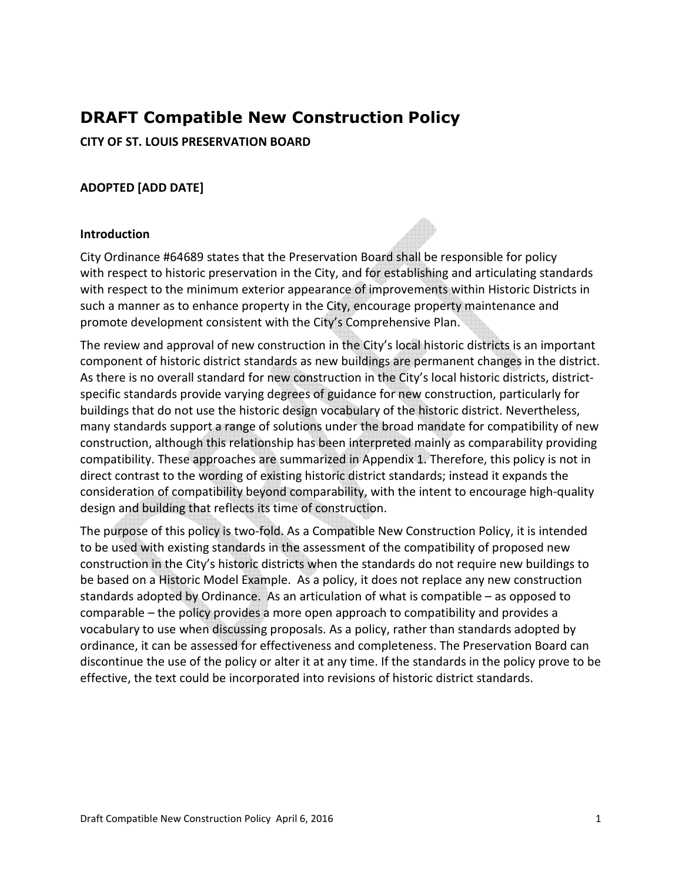# DRAFT Compatible New Construction Policy

**CITY OF ST. LOUIS PRESERVATION BOARD**

**ADOPTED [ADD DATE]**

### Introduction

City Ordinance #64689 states that the Preservation Board shall be responsible for policy with respect to historic preservation in the City, and for establishing and articulating standards with respect to the minimum exterior appearance of improvements within Historic Districts in such a manner as to enhance property in the City, encourage property maintenance and promote development consistent with the City's Comprehensive Plan.

The review and approval of new construction in the City's local historic districts is an important component of historic district standards as new buildings are permanent changes in the district. As there is no overall standard for new construction in the City's local historic districts, district-specific standards provide varying degrees of guidance for new construction, particularly for buildings that do not use the historic design vocabulary of the historic district. Nevertheless, many standards support a range of solutions under the broad mandate for compatibility of new construction, although this relationship has been interpreted mainly as comparability providing compatibility. These approaches are summarized in Appendix 1. Therefore, this policy is not in direct contrast to the wording of existing historic district standards; instead it expands the consideration of compatibility beyond comparability, with the intent to encourage high-quality design and building that reflects its time of construction.

The purpose of this policy is two-fold. As a Compatible New Construction Policy, it is intended to be used with existing standards in the assessment of the compatibility of proposed new construction in the City's historic districts when the standards do not require new buildings to be based on a Historic Model Example. As a policy, it does not replace any new construction standards adopted by Ordinance. As an articulation of what is compatible – as opposed to comparable – the policy provides a more open approach to compatibility and provides a vocabulary to use when discussing proposals. As a policy, rather than standards adopted by ordinance, it can be assessed for effectiveness and completeness. The Preservation Board can discontinue the use of the policy or alter it at any time. If the standards in the policy prove to be effective, the text could be incorporated into revisions of historic district standards.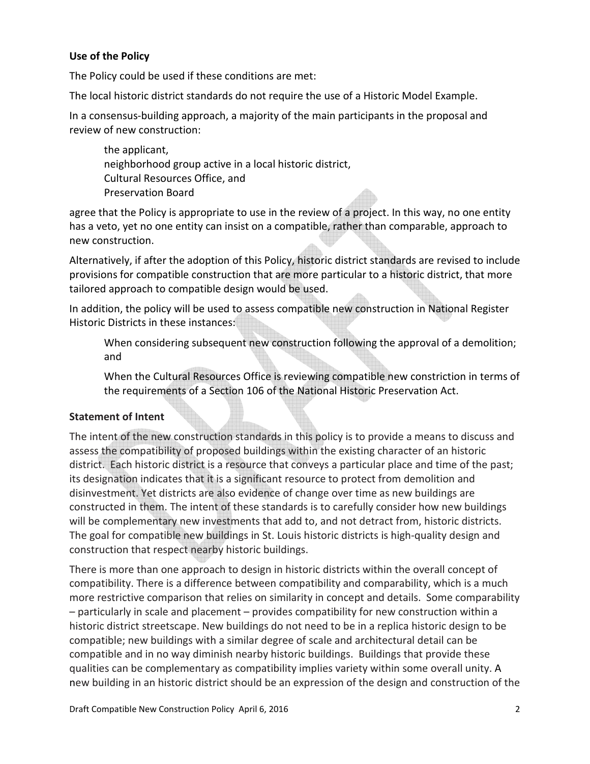### Use of the Policy

The Policy could be used if these conditions are met:

The local historic district standards do not require the use of a Historic Model Example.

In a consensus-building approach, a majority of the main participants in the proposal and review of new construction:

> the applicant,
> neighborhood group active in a local historic district,
> Cultural Resources Office, and
> Preservation Board

agree that the Policy is appropriate to use in the review of a project. In this way, no one entity has a veto, yet no one entity can insist on a compatible, rather than comparable, approach to new construction.

Alternatively, if after the adoption of this Policy, historic district standards are revised to include provisions for compatible construction that are more particular to a historic district, that more tailored approach to compatible design would be used.

In addition, the policy will be used to assess compatible new construction in National Register Historic Districts in these instances:

> When considering subsequent new construction following the approval of a demolition; and
>
> When the Cultural Resources Office is reviewing compatible new constriction in terms of the requirements of a Section 106 of the National Historic Preservation Act.

### Statement of Intent

The intent of the new construction standards in this policy is to provide a means to discuss and assess the compatibility of proposed buildings within the existing character of an historic district. Each historic district is a resource that conveys a particular place and time of the past; its designation indicates that it is a significant resource to protect from demolition and disinvestment. Yet districts are also evidence of change over time as new buildings are constructed in them. The intent of these standards is to carefully consider how new buildings will be complementary new investments that add to, and not detract from, historic districts. The goal for compatible new buildings in St. Louis historic districts is high-quality design and construction that respect nearby historic buildings.

There is more than one approach to design in historic districts within the overall concept of compatibility. There is a difference between compatibility and comparability, which is a much more restrictive comparison that relies on similarity in concept and details. Some comparability – particularly in scale and placement – provides compatibility for new construction within a historic district streetscape. New buildings do not need to be in a replica historic design to be compatible; new buildings with a similar degree of scale and architectural detail can be compatible and in no way diminish nearby historic buildings. Buildings that provide these qualities can be complementary as compatibility implies variety within some overall unity. A new building in an historic district should be an expression of the design and construction of the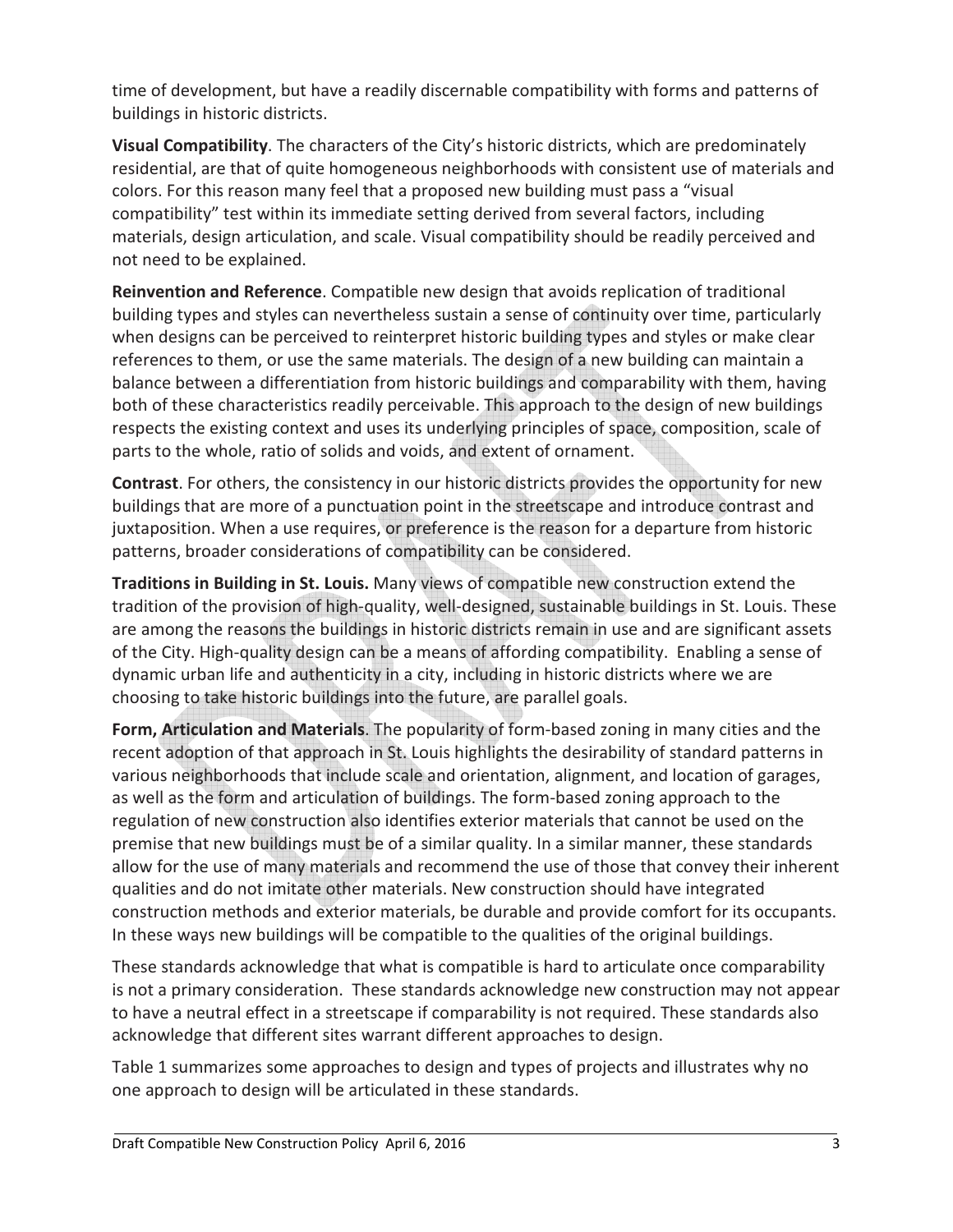time of development, but have a readily discernable compatibility with forms and patterns of buildings in historic districts.

**Visual Compatibility**. The characters of the City's historic districts, which are predominately residential, are that of quite homogeneous neighborhoods with consistent use of materials and colors. For this reason many feel that a proposed new building must pass a "visual compatibility" test within its immediate setting derived from several factors, including materials, design articulation, and scale. Visual compatibility should be readily perceived and not need to be explained.

**Reinvention and Reference**. Compatible new design that avoids replication of traditional building types and styles can nevertheless sustain a sense of continuity over time, particularly when designs can be perceived to reinterpret historic building types and styles or make clear references to them, or use the same materials. The design of a new building can maintain a balance between a differentiation from historic buildings and comparability with them, having both of these characteristics readily perceivable. This approach to the design of new buildings respects the existing context and uses its underlying principles of space, composition, scale of parts to the whole, ratio of solids and voids, and extent of ornament.

**Contrast**. For others, the consistency in our historic districts provides the opportunity for new buildings that are more of a punctuation point in the streetscape and introduce contrast and juxtaposition. When a use requires, or preference is the reason for a departure from historic patterns, broader considerations of compatibility can be considered.

**Traditions in Building in St. Louis.** Many views of compatible new construction extend the tradition of the provision of high-quality, well-designed, sustainable buildings in St. Louis. These are among the reasons the buildings in historic districts remain in use and are significant assets of the City. High-quality design can be a means of affording compatibility. Enabling a sense of dynamic urban life and authenticity in a city, including in historic districts where we are choosing to take historic buildings into the future, are parallel goals.

**Form, Articulation and Materials**. The popularity of form-based zoning in many cities and the recent adoption of that approach in St. Louis highlights the desirability of standard patterns in various neighborhoods that include scale and orientation, alignment, and location of garages, as well as the form and articulation of buildings. The form-based zoning approach to the regulation of new construction also identifies exterior materials that cannot be used on the premise that new buildings must be of a similar quality. In a similar manner, these standards allow for the use of many materials and recommend the use of those that convey their inherent qualities and do not imitate other materials. New construction should have integrated construction methods and exterior materials, be durable and provide comfort for its occupants. In these ways new buildings will be compatible to the qualities of the original buildings.

These standards acknowledge that what is compatible is hard to articulate once comparability is not a primary consideration. These standards acknowledge new construction may not appear to have a neutral effect in a streetscape if comparability is not required. These standards also acknowledge that different sites warrant different approaches to design.

Table 1 summarizes some approaches to design and types of projects and illustrates why no one approach to design will be articulated in these standards.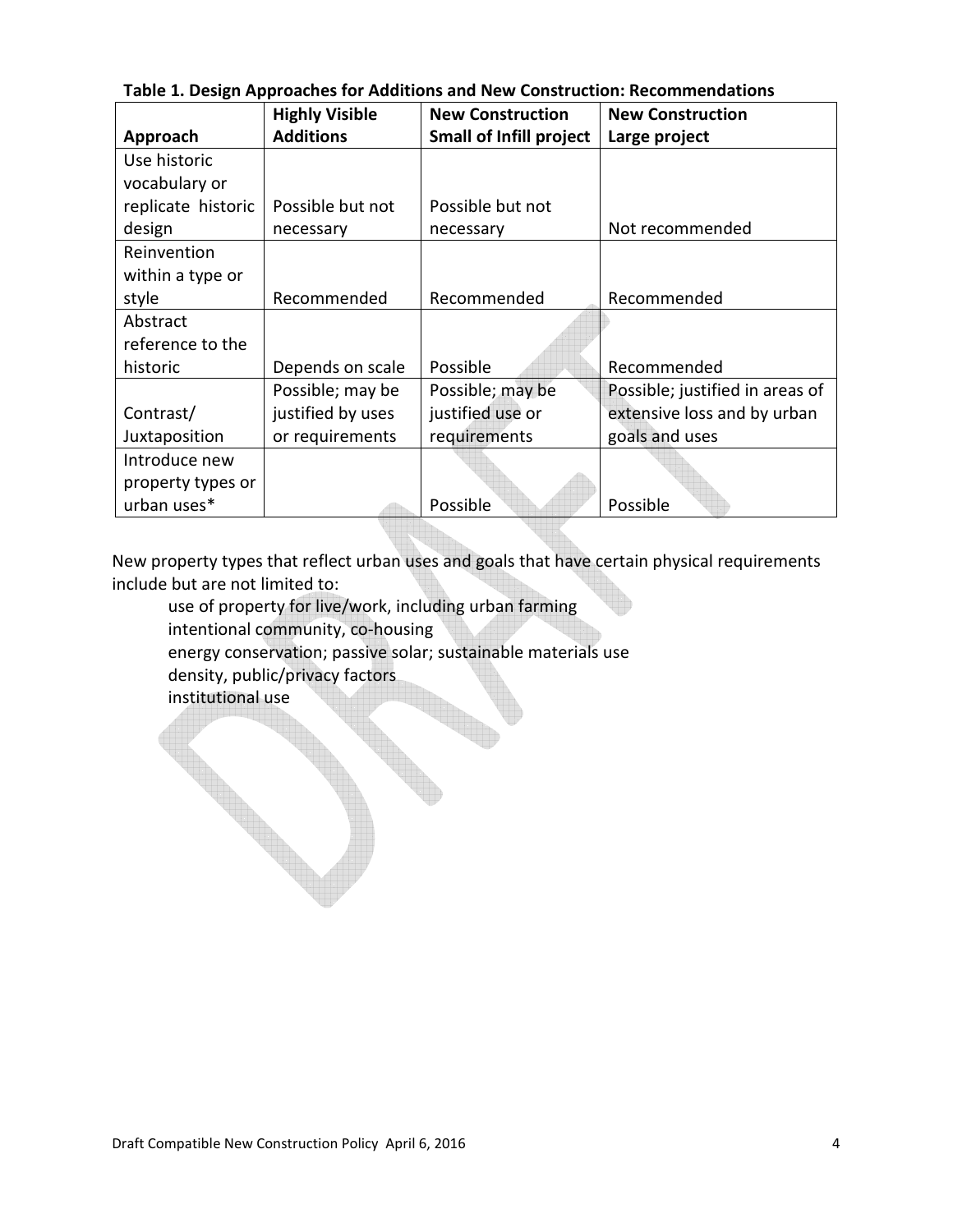**Table 1. Design Approaches for Additions and New Construction: Recommendations**

| Approach | Highly Visible Additions | New Construction Small of Infill project | New Construction Large project |
|---|---|---|---|
| Use historic vocabulary or replicate historic design | Possible but not necessary | Possible but not necessary | Not recommended |
| Reinvention within a type or style | Recommended | Recommended | Recommended |
| Abstract reference to the historic | Depends on scale | Possible | Recommended |
| Contrast/ Juxtaposition | Possible; may be justified by uses or requirements | Possible; may be justified use or requirements | Possible; justified in areas of extensive loss and by urban goals and uses |
| Introduce new property types or urban uses* | | Possible | Possible |

New property types that reflect urban uses and goals that have certain physical requirements include but are not limited to:

- use of property for live/work, including urban farming
- intentional community, co-housing
- energy conservation; passive solar; sustainable materials use
- density, public/privacy factors
- institutional use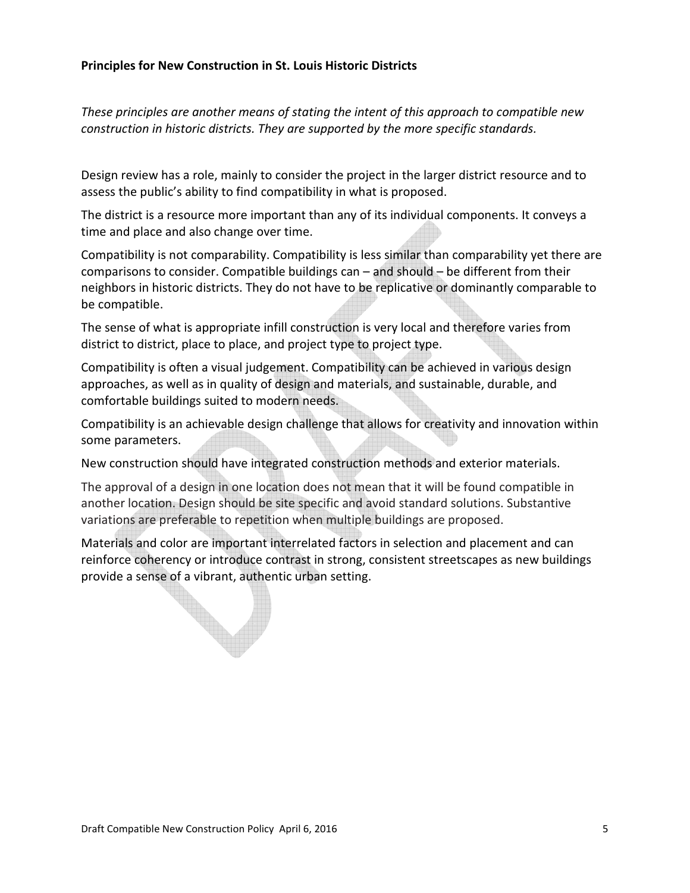**Principles for New Construction in St. Louis Historic Districts**

*These principles are another means of stating the intent of this approach to compatible new construction in historic districts. They are supported by the more specific standards.*

Design review has a role, mainly to consider the project in the larger district resource and to assess the public's ability to find compatibility in what is proposed.

The district is a resource more important than any of its individual components. It conveys a time and place and also change over time.

Compatibility is not comparability. Compatibility is less similar than comparability yet there are comparisons to consider. Compatible buildings can – and should – be different from their neighbors in historic districts. They do not have to be replicative or dominantly comparable to be compatible.

The sense of what is appropriate infill construction is very local and therefore varies from district to district, place to place, and project type to project type.

Compatibility is often a visual judgement. Compatibility can be achieved in various design approaches, as well as in quality of design and materials, and sustainable, durable, and comfortable buildings suited to modern needs.

Compatibility is an achievable design challenge that allows for creativity and innovation within some parameters.

New construction should have integrated construction methods and exterior materials.

The approval of a design in one location does not mean that it will be found compatible in another location. Design should be site specific and avoid standard solutions. Substantive variations are preferable to repetition when multiple buildings are proposed.

Materials and color are important interrelated factors in selection and placement and can reinforce coherency or introduce contrast in strong, consistent streetscapes as new buildings provide a sense of a vibrant, authentic urban setting.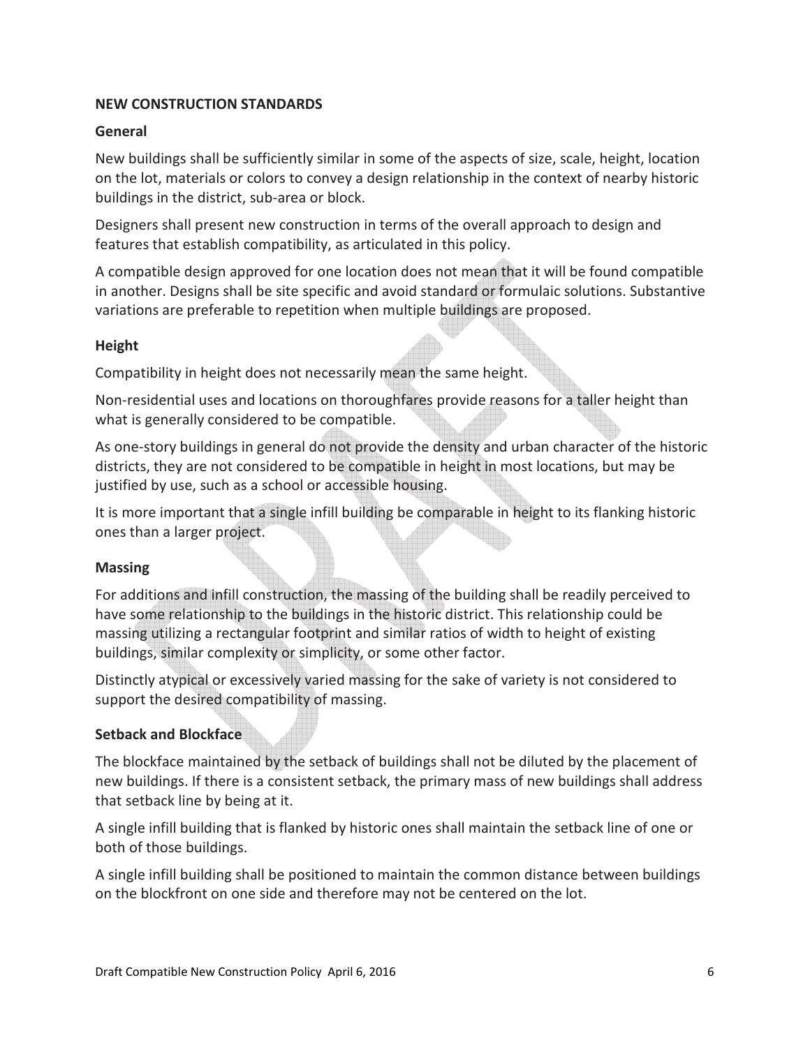## NEW CONSTRUCTION STANDARDS

### General

New buildings shall be sufficiently similar in some of the aspects of size, scale, height, location on the lot, materials or colors to convey a design relationship in the context of nearby historic buildings in the district, sub-area or block.

Designers shall present new construction in terms of the overall approach to design and features that establish compatibility, as articulated in this policy.

A compatible design approved for one location does not mean that it will be found compatible in another. Designs shall be site specific and avoid standard or formulaic solutions. Substantive variations are preferable to repetition when multiple buildings are proposed.

### Height

Compatibility in height does not necessarily mean the same height.

Non-residential uses and locations on thoroughfares provide reasons for a taller height than what is generally considered to be compatible.

As one-story buildings in general do not provide the density and urban character of the historic districts, they are not considered to be compatible in height in most locations, but may be justified by use, such as a school or accessible housing.

It is more important that a single infill building be comparable in height to its flanking historic ones than a larger project.

### Massing

For additions and infill construction, the massing of the building shall be readily perceived to have some relationship to the buildings in the historic district. This relationship could be massing utilizing a rectangular footprint and similar ratios of width to height of existing buildings, similar complexity or simplicity, or some other factor.

Distinctly atypical or excessively varied massing for the sake of variety is not considered to support the desired compatibility of massing.

### Setback and Blockface

The blockface maintained by the setback of buildings shall not be diluted by the placement of new buildings. If there is a consistent setback, the primary mass of new buildings shall address that setback line by being at it.

A single infill building that is flanked by historic ones shall maintain the setback line of one or both of those buildings.

A single infill building shall be positioned to maintain the common distance between buildings on the blockfront on one side and therefore may not be centered on the lot.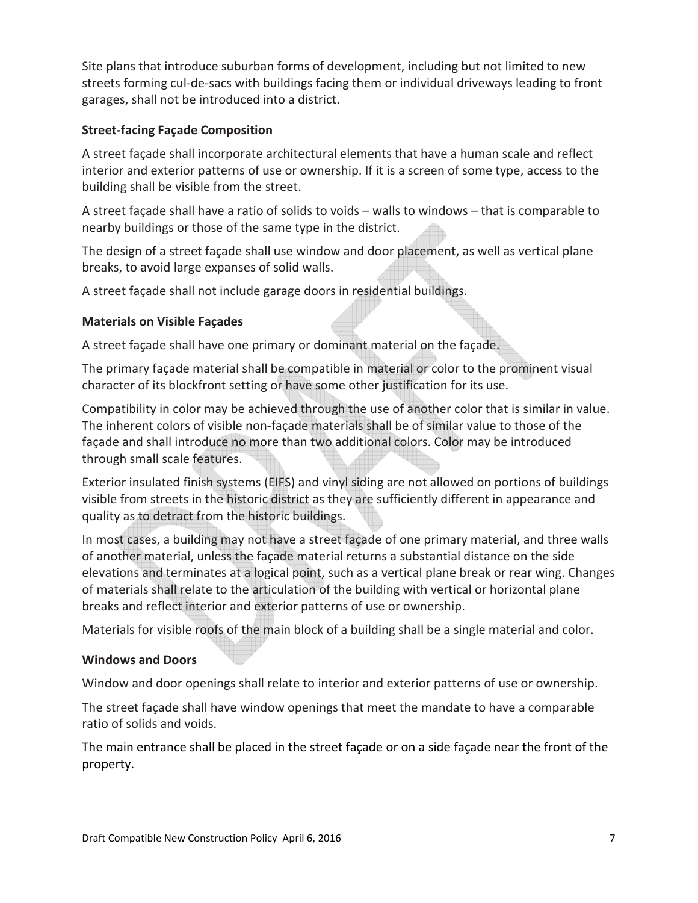Site plans that introduce suburban forms of development, including but not limited to new streets forming cul-de-sacs with buildings facing them or individual driveways leading to front garages, shall not be introduced into a district.

### Street-facing Façade Composition

A street façade shall incorporate architectural elements that have a human scale and reflect interior and exterior patterns of use or ownership. If it is a screen of some type, access to the building shall be visible from the street.

A street façade shall have a ratio of solids to voids – walls to windows – that is comparable to nearby buildings or those of the same type in the district.

The design of a street façade shall use window and door placement, as well as vertical plane breaks, to avoid large expanses of solid walls.

A street façade shall not include garage doors in residential buildings.

### Materials on Visible Façades

A street façade shall have one primary or dominant material on the façade.

The primary façade material shall be compatible in material or color to the prominent visual character of its blockfront setting or have some other justification for its use.

Compatibility in color may be achieved through the use of another color that is similar in value. The inherent colors of visible non-façade materials shall be of similar value to those of the façade and shall introduce no more than two additional colors. Color may be introduced through small scale features.

Exterior insulated finish systems (EIFS) and vinyl siding are not allowed on portions of buildings visible from streets in the historic district as they are sufficiently different in appearance and quality as to detract from the historic buildings.

In most cases, a building may not have a street façade of one primary material, and three walls of another material, unless the façade material returns a substantial distance on the side elevations and terminates at a logical point, such as a vertical plane break or rear wing. Changes of materials shall relate to the articulation of the building with vertical or horizontal plane breaks and reflect interior and exterior patterns of use or ownership.

Materials for visible roofs of the main block of a building shall be a single material and color.

### Windows and Doors

Window and door openings shall relate to interior and exterior patterns of use or ownership.

The street façade shall have window openings that meet the mandate to have a comparable ratio of solids and voids.

The main entrance shall be placed in the street façade or on a side façade near the front of the property.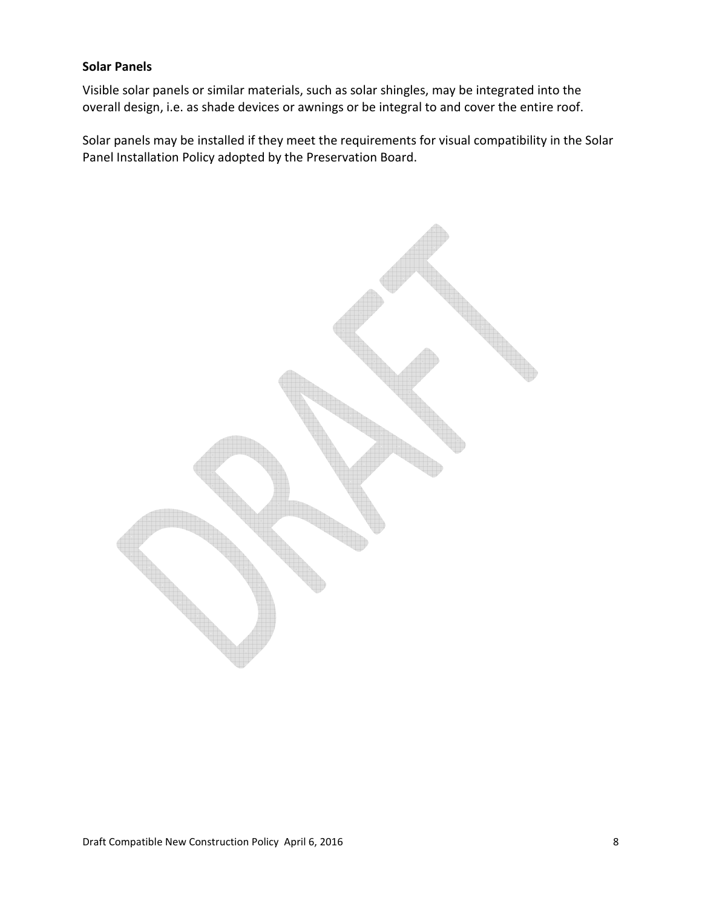**Solar Panels**

Visible solar panels or similar materials, such as solar shingles, may be integrated into the overall design, i.e. as shade devices or awnings or be integral to and cover the entire roof.

Solar panels may be installed if they meet the requirements for visual compatibility in the Solar Panel Installation Policy adopted by the Preservation Board.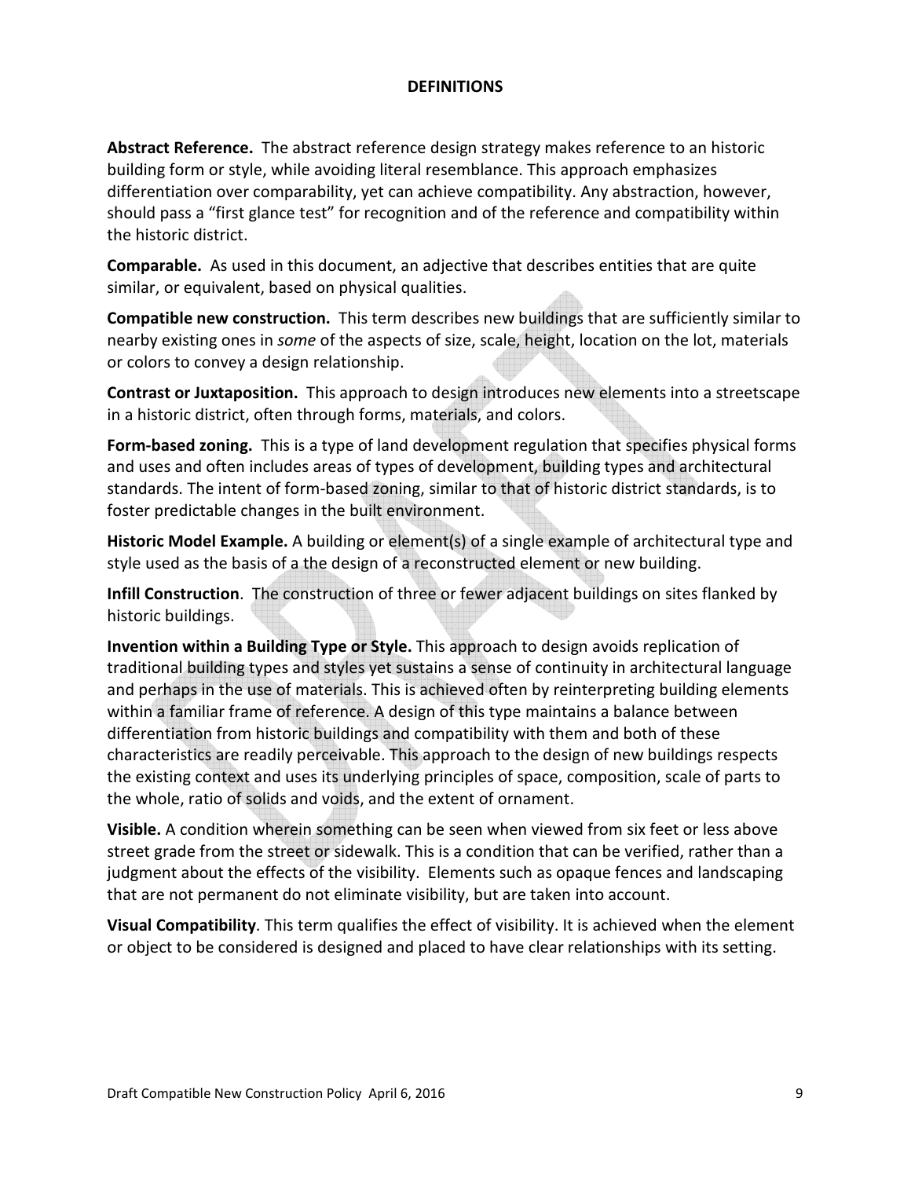## DEFINITIONS

**Abstract Reference.** The abstract reference design strategy makes reference to an historic building form or style, while avoiding literal resemblance. This approach emphasizes differentiation over comparability, yet can achieve compatibility. Any abstraction, however, should pass a "first glance test" for recognition and of the reference and compatibility within the historic district.

**Comparable.** As used in this document, an adjective that describes entities that are quite similar, or equivalent, based on physical qualities.

**Compatible new construction.** This term describes new buildings that are sufficiently similar to nearby existing ones in *some* of the aspects of size, scale, height, location on the lot, materials or colors to convey a design relationship.

**Contrast or Juxtaposition.** This approach to design introduces new elements into a streetscape in a historic district, often through forms, materials, and colors.

**Form-based zoning.** This is a type of land development regulation that specifies physical forms and uses and often includes areas of types of development, building types and architectural standards. The intent of form-based zoning, similar to that of historic district standards, is to foster predictable changes in the built environment.

**Historic Model Example.** A building or element(s) of a single example of architectural type and style used as the basis of a the design of a reconstructed element or new building.

**Infill Construction**. The construction of three or fewer adjacent buildings on sites flanked by historic buildings.

**Invention within a Building Type or Style.** This approach to design avoids replication of traditional building types and styles yet sustains a sense of continuity in architectural language and perhaps in the use of materials. This is achieved often by reinterpreting building elements within a familiar frame of reference. A design of this type maintains a balance between differentiation from historic buildings and compatibility with them and both of these characteristics are readily perceivable. This approach to the design of new buildings respects the existing context and uses its underlying principles of space, composition, scale of parts to the whole, ratio of solids and voids, and the extent of ornament.

**Visible.** A condition wherein something can be seen when viewed from six feet or less above street grade from the street or sidewalk. This is a condition that can be verified, rather than a judgment about the effects of the visibility. Elements such as opaque fences and landscaping that are not permanent do not eliminate visibility, but are taken into account.

**Visual Compatibility**. This term qualifies the effect of visibility. It is achieved when the element or object to be considered is designed and placed to have clear relationships with its setting.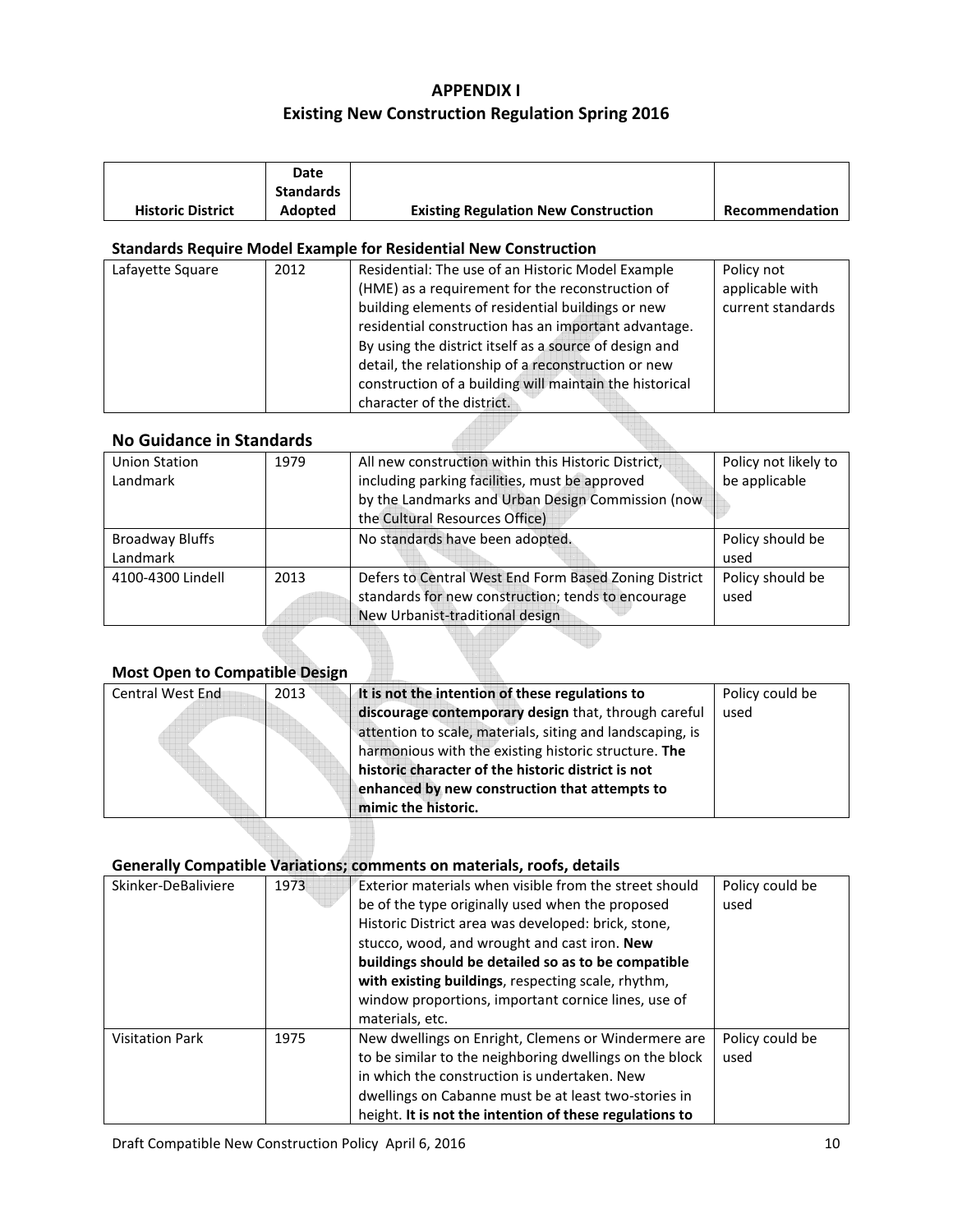# APPENDIX I
## Existing New Construction Regulation Spring 2016

| Historic District | Date Standards Adopted | Existing Regulation New Construction | Recommendation |
|---|---|---|---|

### Standards Require Model Example for Residential New Construction

| Historic District | Date Standards Adopted | Existing Regulation New Construction | Recommendation |
|---|---|---|---|
| Lafayette Square | 2012 | Residential: The use of an Historic Model Example (HME) as a requirement for the reconstruction of building elements of residential buildings or new residential construction has an important advantage. By using the district itself as a source of design and detail, the relationship of a reconstruction or new construction of a building will maintain the historical character of the district. | Policy not applicable with current standards |

### No Guidance in Standards

| Historic District | Date Standards Adopted | Existing Regulation New Construction | Recommendation |
|---|---|---|---|
| Union Station Landmark | 1979 | All new construction within this Historic District, including parking facilities, must be approved by the Landmarks and Urban Design Commission (now the Cultural Resources Office) | Policy not likely to be applicable |
| Broadway Bluffs Landmark | | No standards have been adopted. | Policy should be used |
| 4100-4300 Lindell | 2013 | Defers to Central West End Form Based Zoning District standards for new construction; tends to encourage New Urbanist-traditional design | Policy should be used |

### Most Open to Compatible Design

| Historic District | Date Standards Adopted | Existing Regulation New Construction | Recommendation |
|---|---|---|---|
| Central West End | 2013 | **It is not the intention of these regulations to discourage contemporary design** that, through careful attention to scale, materials, siting and landscaping, is harmonious with the existing historic structure. **The historic character of the historic district is not enhanced by new construction that attempts to mimic the historic.** | Policy could be used |

### Generally Compatible Variations; comments on materials, roofs, details

| Historic District | Date Standards Adopted | Existing Regulation New Construction | Recommendation |
|---|---|---|---|
| Skinker-DeBaliviere | 1973 | Exterior materials when visible from the street should be of the type originally used when the proposed Historic District area was developed: brick, stone, stucco, wood, and wrought and cast iron. **New buildings should be detailed so as to be compatible with existing buildings**, respecting scale, rhythm, window proportions, important cornice lines, use of materials, etc. | Policy could be used |
| Visitation Park | 1975 | New dwellings on Enright, Clemens or Windermere are to be similar to the neighboring dwellings on the block in which the construction is undertaken. New dwellings on Cabanne must be at least two-stories in height. **It is not the intention of these regulations to** | Policy could be used |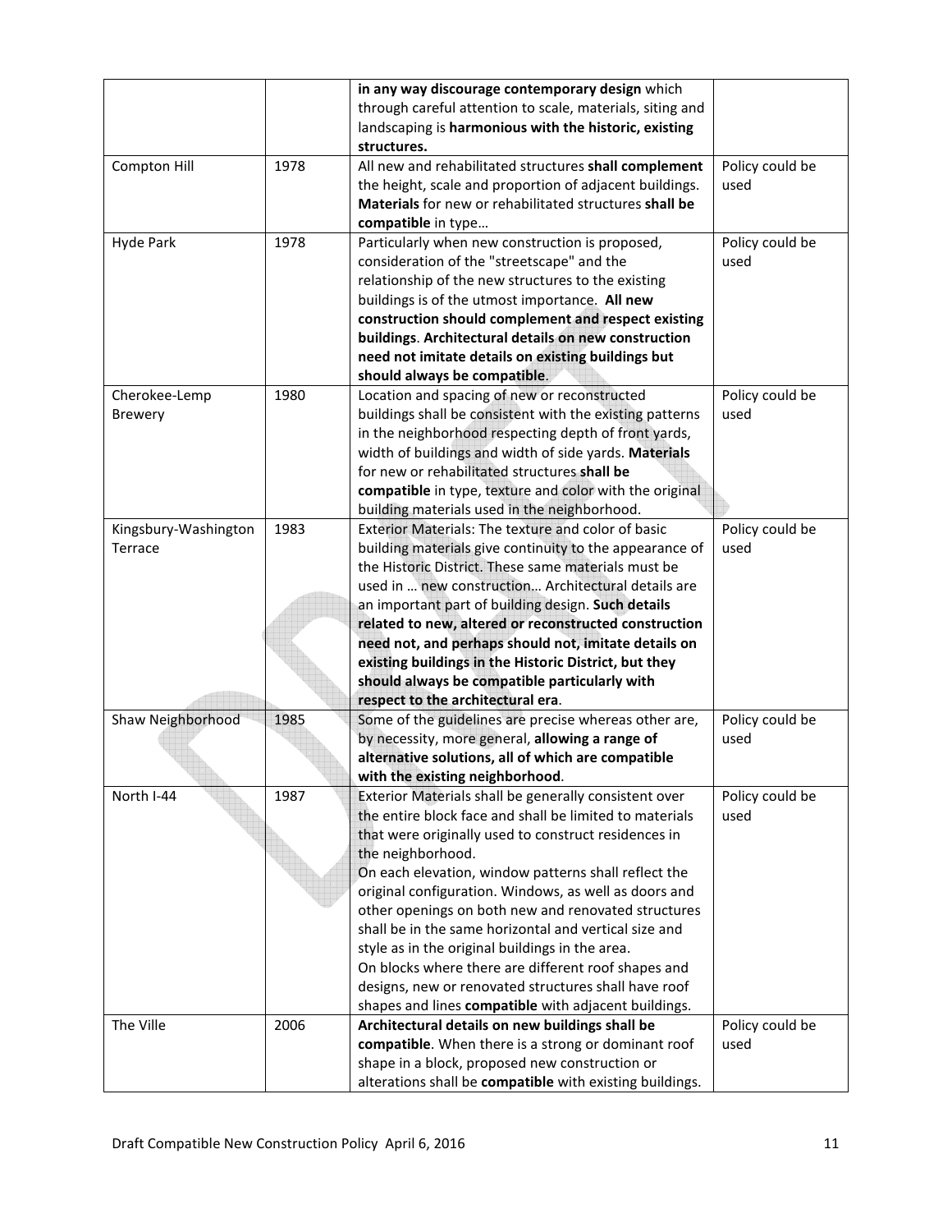| | | | |
|---|---|---|---|
| | | **in any way discourage contemporary design** which through careful attention to scale, materials, siting and landscaping is **harmonious with the historic, existing structures.** | |
| Compton Hill | 1978 | All new and rehabilitated structures **shall complement** the height, scale and proportion of adjacent buildings. **Materials** for new or rehabilitated structures **shall be compatible** in type… | Policy could be used |
| Hyde Park | 1978 | Particularly when new construction is proposed, consideration of the "streetscape" and the relationship of the new structures to the existing buildings is of the utmost importance. **All new construction should complement and respect existing buildings**. **Architectural details on new construction need not imitate details on existing buildings but should always be compatible**. | Policy could be used |
| Cherokee-Lemp Brewery | 1980 | Location and spacing of new or reconstructed buildings shall be consistent with the existing patterns in the neighborhood respecting depth of front yards, width of buildings and width of side yards. **Materials** for new or rehabilitated structures **shall be compatible** in type, texture and color with the original building materials used in the neighborhood. | Policy could be used |
| Kingsbury-Washington Terrace | 1983 | Exterior Materials: The texture and color of basic building materials give continuity to the appearance of the Historic District. These same materials must be used in … new construction… Architectural details are an important part of building design. **Such details related to new, altered or reconstructed construction need not, and perhaps should not, imitate details on existing buildings in the Historic District, but they should always be compatible particularly with respect to the architectural era**. | Policy could be used |
| Shaw Neighborhood | 1985 | Some of the guidelines are precise whereas other are, by necessity, more general, **allowing a range of alternative solutions, all of which are compatible with the existing neighborhood**. | Policy could be used |
| North I-44 | 1987 | Exterior Materials shall be generally consistent over the entire block face and shall be limited to materials that were originally used to construct residences in the neighborhood.<br>On each elevation, window patterns shall reflect the original configuration. Windows, as well as doors and other openings on both new and renovated structures shall be in the same horizontal and vertical size and style as in the original buildings in the area.<br>On blocks where there are different roof shapes and designs, new or renovated structures shall have roof shapes and lines **compatible** with adjacent buildings. | Policy could be used |
| The Ville | 2006 | **Architectural details on new buildings shall be compatible**. When there is a strong or dominant roof shape in a block, proposed new construction or alterations shall be **compatible** with existing buildings. | Policy could be used |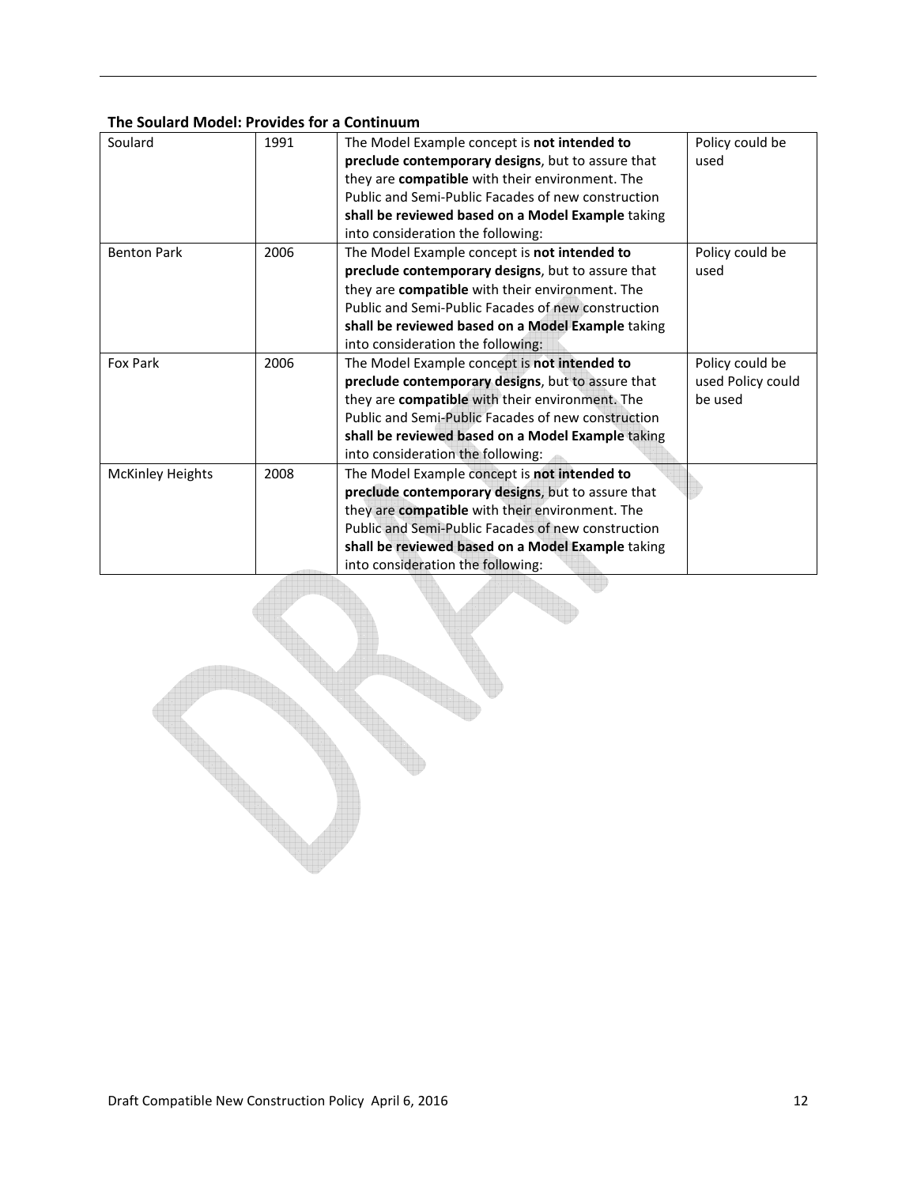**The Soulard Model: Provides for a Continuum**

| | | | |
|---|---|---|---|
| Soulard | 1991 | The Model Example concept is **not intended to preclude contemporary designs**, but to assure that they are **compatible** with their environment. The Public and Semi-Public Facades of new construction **shall be reviewed based on a Model Example** taking into consideration the following: | Policy could be used |
| Benton Park | 2006 | The Model Example concept is **not intended to preclude contemporary designs**, but to assure that they are **compatible** with their environment. The Public and Semi-Public Facades of new construction **shall be reviewed based on a Model Example** taking into consideration the following: | Policy could be used |
| Fox Park | 2006 | The Model Example concept is **not intended to preclude contemporary designs**, but to assure that they are **compatible** with their environment. The Public and Semi-Public Facades of new construction **shall be reviewed based on a Model Example** taking into consideration the following: | Policy could be used Policy could be used |
| McKinley Heights | 2008 | The Model Example concept is **not intended to preclude contemporary designs**, but to assure that they are **compatible** with their environment. The Public and Semi-Public Facades of new construction **shall be reviewed based on a Model Example** taking into consideration the following: | |